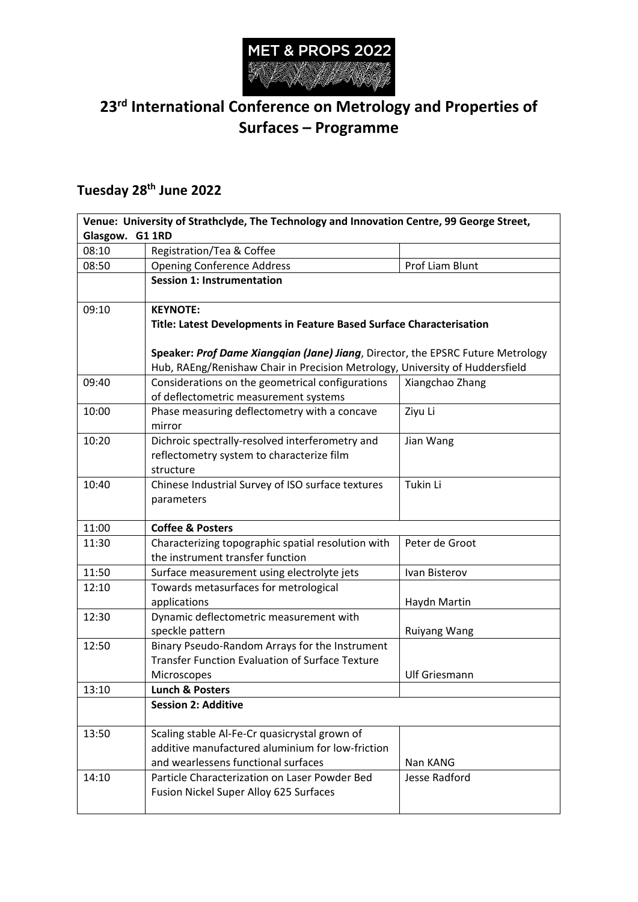# 23rd International Conference on Metrology and Properties of Surfaces – Programme

## Tuesday 28th June 2022

| Venue: University of Strathclyde, The Technology and Innovation Centre, 99 George Street, Glasgow. G1 1RD | | |
|---|---|---|
| 08:10 | Registration/Tea & Coffee | |
| 08:50 | Opening Conference Address | Prof Liam Blunt |
| | **Session 1: Instrumentation** | |
| 09:10 | **KEYNOTE:** **Title: Latest Developments in Feature Based Surface Characterisation** **Speaker:** ***Prof Dame Xiangqian (Jane) Jiang***, Director, the EPSRC Future Metrology Hub, RAEng/Renishaw Chair in Precision Metrology, University of Huddersfield | |
| 09:40 | Considerations on the geometrical configurations of deflectometric measurement systems | Xiangchao Zhang |
| 10:00 | Phase measuring deflectometry with a concave mirror | Ziyu Li |
| 10:20 | Dichroic spectrally-resolved interferometry and reflectometry system to characterize film structure | Jian Wang |
| 10:40 | Chinese Industrial Survey of ISO surface textures parameters | Tukin Li |
| 11:00 | **Coffee & Posters** | |
| 11:30 | Characterizing topographic spatial resolution with the instrument transfer function | Peter de Groot |
| 11:50 | Surface measurement using electrolyte jets | Ivan Bisterov |
| 12:10 | Towards metasurfaces for metrological applications | Haydn Martin |
| 12:30 | Dynamic deflectometric measurement with speckle pattern | Ruiyang Wang |
| 12:50 | Binary Pseudo-Random Arrays for the Instrument Transfer Function Evaluation of Surface Texture Microscopes | Ulf Griesmann |
| 13:10 | **Lunch & Posters** | |
| | **Session 2: Additive** | |
| 13:50 | Scaling stable Al-Fe-Cr quasicrystal grown of additive manufactured aluminium for low-friction and wearlessens functional surfaces | Nan KANG |
| 14:10 | Particle Characterization on Laser Powder Bed Fusion Nickel Super Alloy 625 Surfaces | Jesse Radford |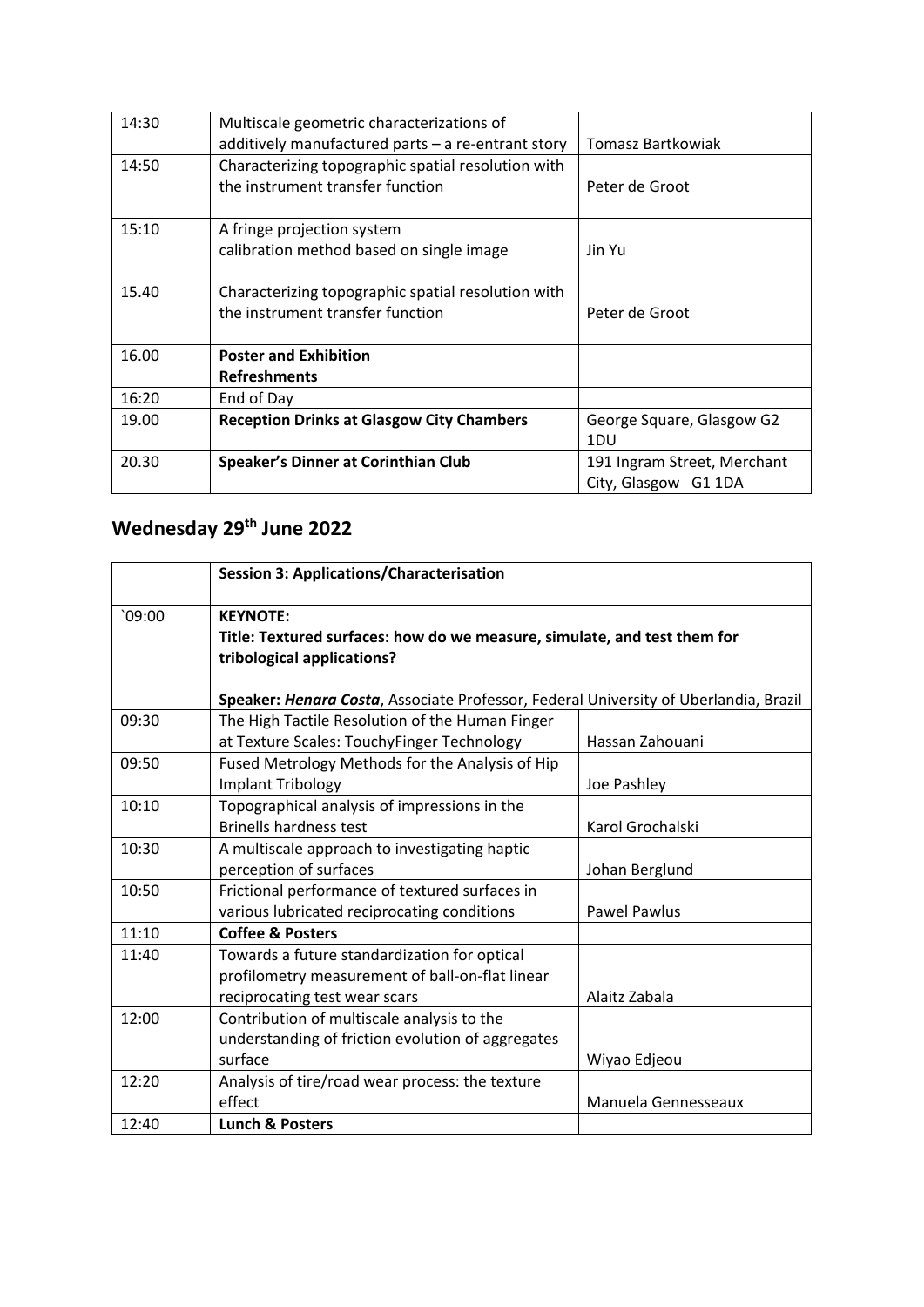| 14:30 | Multiscale geometric characterizations of additively manufactured parts – a re-entrant story | Tomasz Bartkowiak |
|---|---|---|
| 14:50 | Characterizing topographic spatial resolution with the instrument transfer function | Peter de Groot |
| 15:10 | A fringe projection system calibration method based on single image | Jin Yu |
| 15.40 | Characterizing topographic spatial resolution with the instrument transfer function | Peter de Groot |
| 16.00 | **Poster and Exhibition** **Refreshments** | |
| 16:20 | End of Day | |
| 19.00 | **Reception Drinks at Glasgow City Chambers** | George Square, Glasgow G2 1DU |
| 20.30 | **Speaker's Dinner at Corinthian Club** | 191 Ingram Street, Merchant City, Glasgow G1 1DA |

## Wednesday 29th June 2022

| | **Session 3: Applications/Characterisation** | |
|---|---|---|
| `09:00 | **KEYNOTE:** **Title: Textured surfaces: how do we measure, simulate, and test them for tribological applications?** **Speaker: *Henara Costa*, Associate Professor, Federal University of Uberlandia, Brazil** | |
| 09:30 | The High Tactile Resolution of the Human Finger at Texture Scales: TouchyFinger Technology | Hassan Zahouani |
| 09:50 | Fused Metrology Methods for the Analysis of Hip Implant Tribology | Joe Pashley |
| 10:10 | Topographical analysis of impressions in the Brinells hardness test | Karol Grochalski |
| 10:30 | A multiscale approach to investigating haptic perception of surfaces | Johan Berglund |
| 10:50 | Frictional performance of textured surfaces in various lubricated reciprocating conditions | Pawel Pawlus |
| 11:10 | **Coffee & Posters** | |
| 11:40 | Towards a future standardization for optical profilometry measurement of ball-on-flat linear reciprocating test wear scars | Alaitz Zabala |
| 12:00 | Contribution of multiscale analysis to the understanding of friction evolution of aggregates surface | Wiyao Edjeou |
| 12:20 | Analysis of tire/road wear process: the texture effect | Manuela Gennesseaux |
| 12:40 | **Lunch & Posters** | |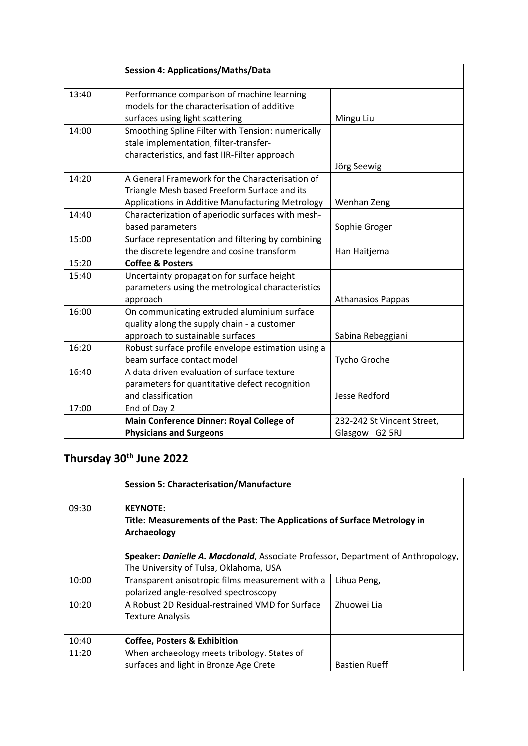| | Session 4: Applications/Maths/Data | |
|---|---|---|
| 13:40 | Performance comparison of machine learning models for the characterisation of additive surfaces using light scattering | Mingu Liu |
| 14:00 | Smoothing Spline Filter with Tension: numerically stale implementation, filter-transfer-characteristics, and fast IIR-Filter approach | Jörg Seewig |
| 14:20 | A General Framework for the Characterisation of Triangle Mesh based Freeform Surface and its Applications in Additive Manufacturing Metrology | Wenhan Zeng |
| 14:40 | Characterization of aperiodic surfaces with mesh-based parameters | Sophie Groger |
| 15:00 | Surface representation and filtering by combining the discrete legendre and cosine transform | Han Haitjema |
| 15:20 | **Coffee & Posters** | |
| 15:40 | Uncertainty propagation for surface height parameters using the metrological characteristics approach | Athanasios Pappas |
| 16:00 | On communicating extruded aluminium surface quality along the supply chain - a customer approach to sustainable surfaces | Sabina Rebeggiani |
| 16:20 | Robust surface profile envelope estimation using a beam surface contact model | Tycho Groche |
| 16:40 | A data driven evaluation of surface texture parameters for quantitative defect recognition and classification | Jesse Redford |
| 17:00 | End of Day 2 | |
| | **Main Conference Dinner: Royal College of Physicians and Surgeons** | 232-242 St Vincent Street, Glasgow G2 5RJ |

## Thursday 30th June 2022

| | Session 5: Characterisation/Manufacture | |
|---|---|---|
| 09:30 | **KEYNOTE:** **Title: Measurements of the Past: The Applications of Surface Metrology in Archaeology** **Speaker:** ***Danielle A. Macdonald***, Associate Professor, Department of Anthropology, The University of Tulsa, Oklahoma, USA | |
| 10:00 | Transparent anisotropic films measurement with a polarized angle-resolved spectroscopy | Lihua Peng, |
| 10:20 | A Robust 2D Residual-restrained VMD for Surface Texture Analysis | Zhuowei Lia |
| 10:40 | **Coffee, Posters & Exhibition** | |
| 11:20 | When archaeology meets tribology. States of surfaces and light in Bronze Age Crete | Bastien Rueff |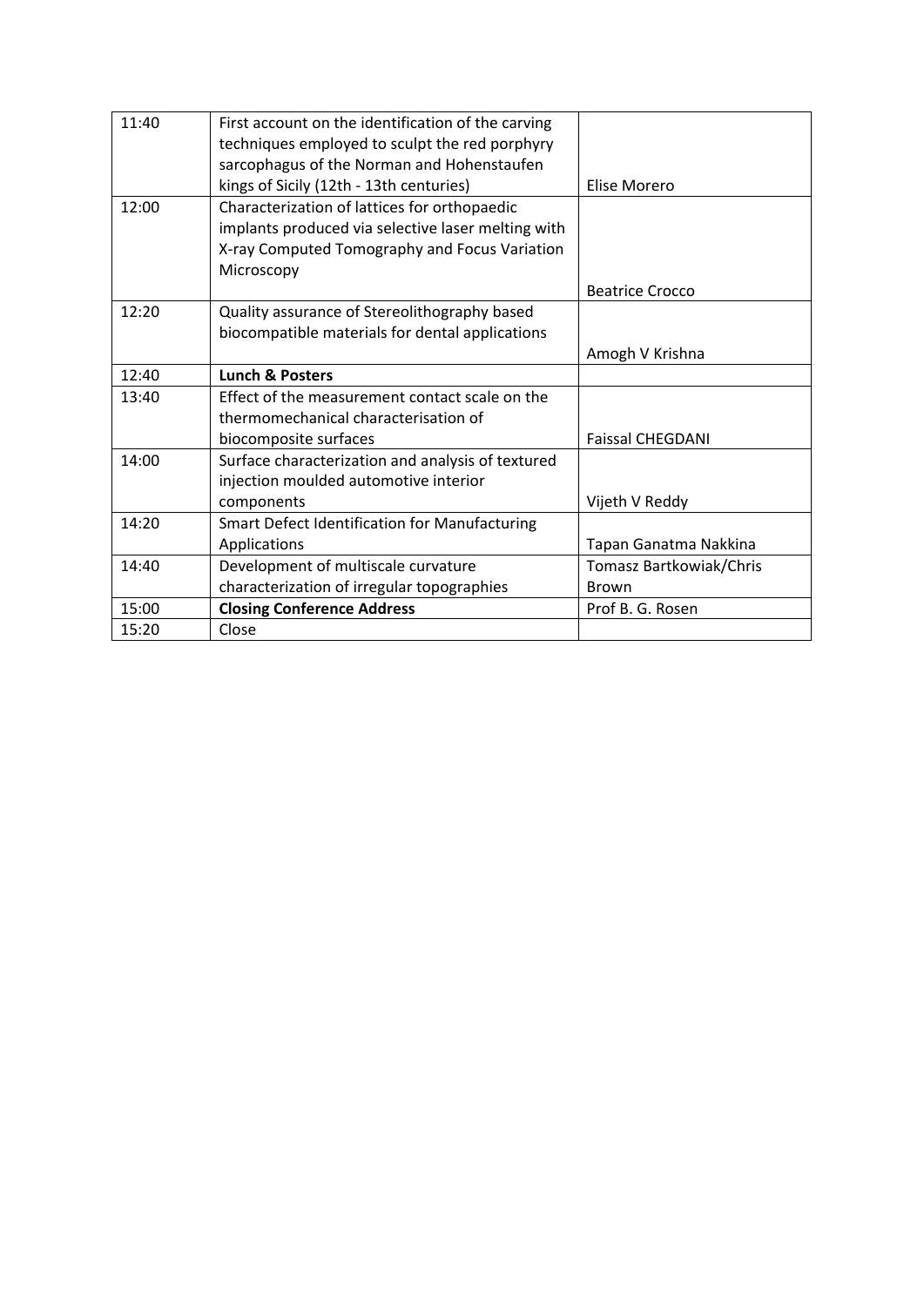| | | |
|---|---|---|
| 11:40 | First account on the identification of the carving techniques employed to sculpt the red porphyry sarcophagus of the Norman and Hohenstaufen kings of Sicily (12th - 13th centuries) | Elise Morero |
| 12:00 | Characterization of lattices for orthopaedic implants produced via selective laser melting with X-ray Computed Tomography and Focus Variation Microscopy | Beatrice Crocco |
| 12:20 | Quality assurance of Stereolithography based biocompatible materials for dental applications | Amogh V Krishna |
| 12:40 | **Lunch & Posters** | |
| 13:40 | Effect of the measurement contact scale on the thermomechanical characterisation of biocomposite surfaces | Faissal CHEGDANI |
| 14:00 | Surface characterization and analysis of textured injection moulded automotive interior components | Vijeth V Reddy |
| 14:20 | Smart Defect Identification for Manufacturing Applications | Tapan Ganatma Nakkina |
| 14:40 | Development of multiscale curvature characterization of irregular topographies | Tomasz Bartkowiak/Chris Brown |
| 15:00 | **Closing Conference Address** | Prof B. G. Rosen |
| 15:20 | Close | |